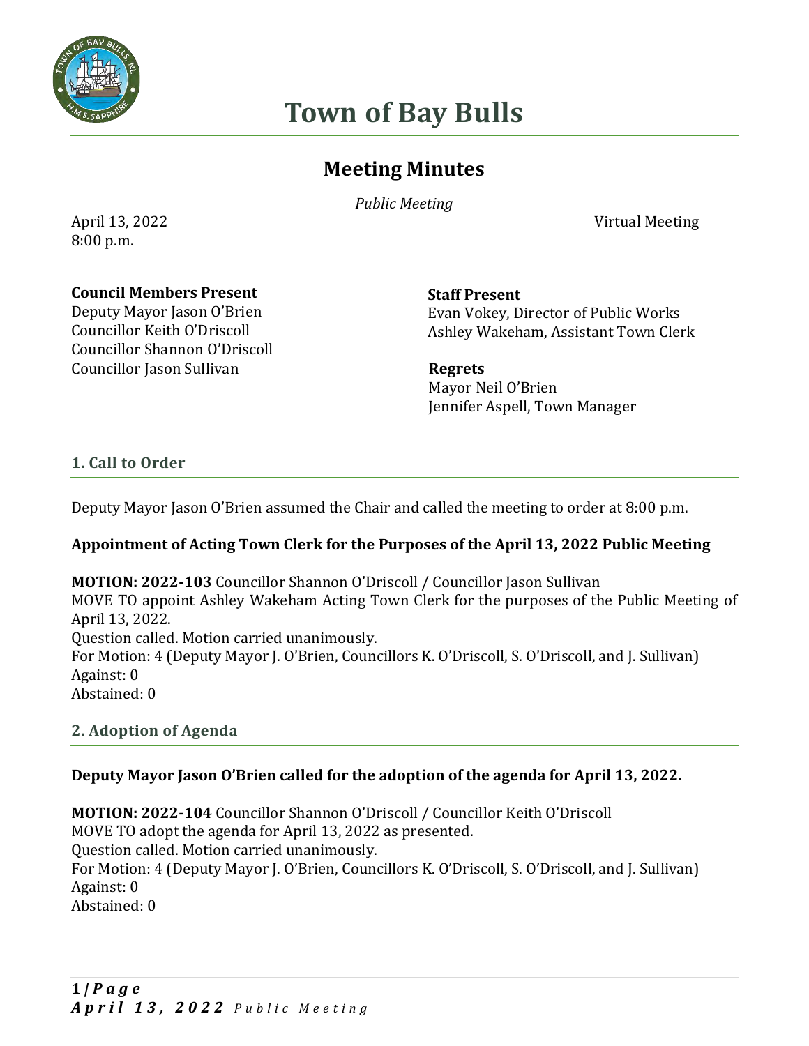# Town of Bay Bulls

## Meeting Minutes

*Public Meeting*

April 13, 2022
8:00 p.m.

Virtual Meeting

**Council Members Present**
Deputy Mayor Jason O'Brien
Councillor Keith O'Driscoll
Councillor Shannon O'Driscoll
Councillor Jason Sullivan

**Staff Present**
Evan Vokey, Director of Public Works
Ashley Wakeham, Assistant Town Clerk

**Regrets**
Mayor Neil O'Brien
Jennifer Aspell, Town Manager

### 1. Call to Order

Deputy Mayor Jason O'Brien assumed the Chair and called the meeting to order at 8:00 p.m.

**Appointment of Acting Town Clerk for the Purposes of the April 13, 2022 Public Meeting**

**MOTION: 2022-103** Councillor Shannon O'Driscoll / Councillor Jason Sullivan
MOVE TO appoint Ashley Wakeham Acting Town Clerk for the purposes of the Public Meeting of April 13, 2022.
Question called. Motion carried unanimously.
For Motion: 4 (Deputy Mayor J. O'Brien, Councillors K. O'Driscoll, S. O'Driscoll, and J. Sullivan)
Against: 0
Abstained: 0

### 2. Adoption of Agenda

**Deputy Mayor Jason O'Brien called for the adoption of the agenda for April 13, 2022.**

**MOTION: 2022-104** Councillor Shannon O'Driscoll / Councillor Keith O'Driscoll
MOVE TO adopt the agenda for April 13, 2022 as presented.
Question called. Motion carried unanimously.
For Motion: 4 (Deputy Mayor J. O'Brien, Councillors K. O'Driscoll, S. O'Driscoll, and J. Sullivan)
Against: 0
Abstained: 0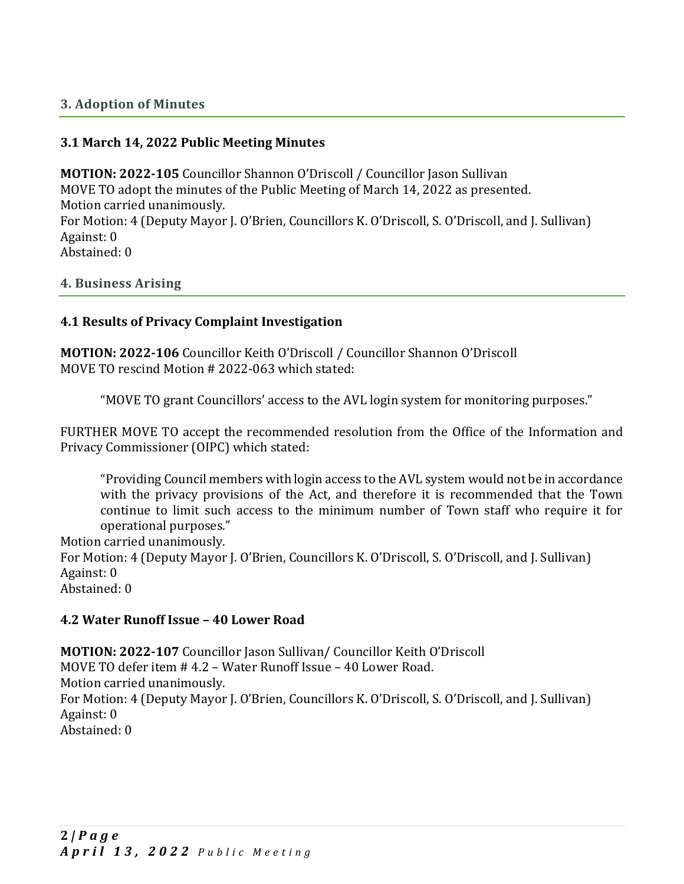## 3. Adoption of Minutes

### 3.1 March 14, 2022 Public Meeting Minutes

**MOTION: 2022-105** Councillor Shannon O'Driscoll / Councillor Jason Sullivan
MOVE TO adopt the minutes of the Public Meeting of March 14, 2022 as presented.
Motion carried unanimously.
For Motion: 4 (Deputy Mayor J. O'Brien, Councillors K. O'Driscoll, S. O'Driscoll, and J. Sullivan)
Against: 0
Abstained: 0

## 4. Business Arising

### 4.1 Results of Privacy Complaint Investigation

**MOTION: 2022-106** Councillor Keith O'Driscoll / Councillor Shannon O'Driscoll
MOVE TO rescind Motion # 2022-063 which stated:

> "MOVE TO grant Councillors' access to the AVL login system for monitoring purposes."

FURTHER MOVE TO accept the recommended resolution from the Office of the Information and Privacy Commissioner (OIPC) which stated:

> "Providing Council members with login access to the AVL system would not be in accordance with the privacy provisions of the Act, and therefore it is recommended that the Town continue to limit such access to the minimum number of Town staff who require it for operational purposes."

Motion carried unanimously.
For Motion: 4 (Deputy Mayor J. O'Brien, Councillors K. O'Driscoll, S. O'Driscoll, and J. Sullivan)
Against: 0
Abstained: 0

### 4.2 Water Runoff Issue – 40 Lower Road

**MOTION: 2022-107** Councillor Jason Sullivan/ Councillor Keith O'Driscoll
MOVE TO defer item # 4.2 – Water Runoff Issue – 40 Lower Road.
Motion carried unanimously.
For Motion: 4 (Deputy Mayor J. O'Brien, Councillors K. O'Driscoll, S. O'Driscoll, and J. Sullivan)
Against: 0
Abstained: 0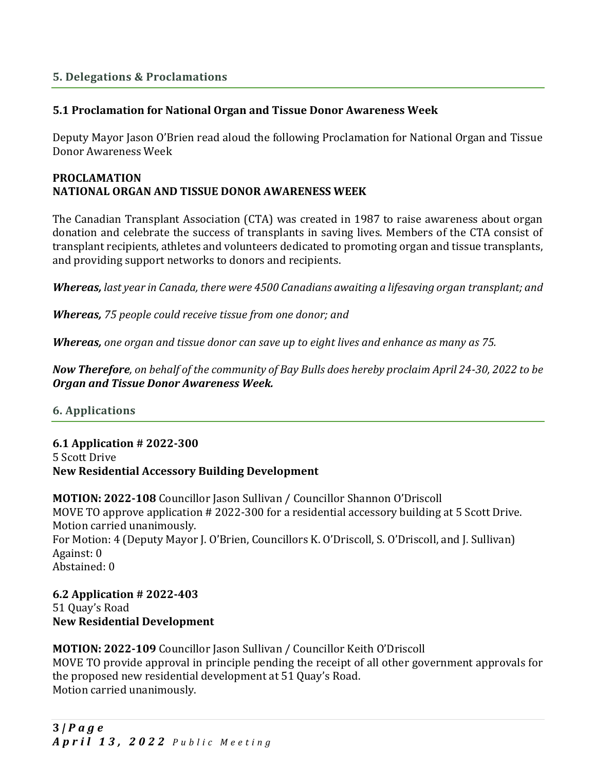## 5. Delegations & Proclamations

### 5.1 Proclamation for National Organ and Tissue Donor Awareness Week

Deputy Mayor Jason O'Brien read aloud the following Proclamation for National Organ and Tissue Donor Awareness Week

**PROCLAMATION**
**NATIONAL ORGAN AND TISSUE DONOR AWARENESS WEEK**

The Canadian Transplant Association (CTA) was created in 1987 to raise awareness about organ donation and celebrate the success of transplants in saving lives. Members of the CTA consist of transplant recipients, athletes and volunteers dedicated to promoting organ and tissue transplants, and providing support networks to donors and recipients.

***Whereas,*** *last year in Canada, there were 4500 Canadians awaiting a lifesaving organ transplant; and*

***Whereas,*** *75 people could receive tissue from one donor; and*

***Whereas,*** *one organ and tissue donor can save up to eight lives and enhance as many as 75.*

***Now Therefore****, on behalf of the community of Bay Bulls does hereby proclaim April 24-30, 2022 to be* ***Organ and Tissue Donor Awareness Week.***

## 6. Applications

**6.1 Application # 2022-300**
5 Scott Drive
**New Residential Accessory Building Development**

**MOTION: 2022-108** Councillor Jason Sullivan / Councillor Shannon O'Driscoll
MOVE TO approve application # 2022-300 for a residential accessory building at 5 Scott Drive.
Motion carried unanimously.
For Motion: 4 (Deputy Mayor J. O'Brien, Councillors K. O'Driscoll, S. O'Driscoll, and J. Sullivan)
Against: 0
Abstained: 0

**6.2 Application # 2022-403**
51 Quay's Road
**New Residential Development**

**MOTION: 2022-109** Councillor Jason Sullivan / Councillor Keith O'Driscoll
MOVE TO provide approval in principle pending the receipt of all other government approvals for the proposed new residential development at 51 Quay's Road.
Motion carried unanimously.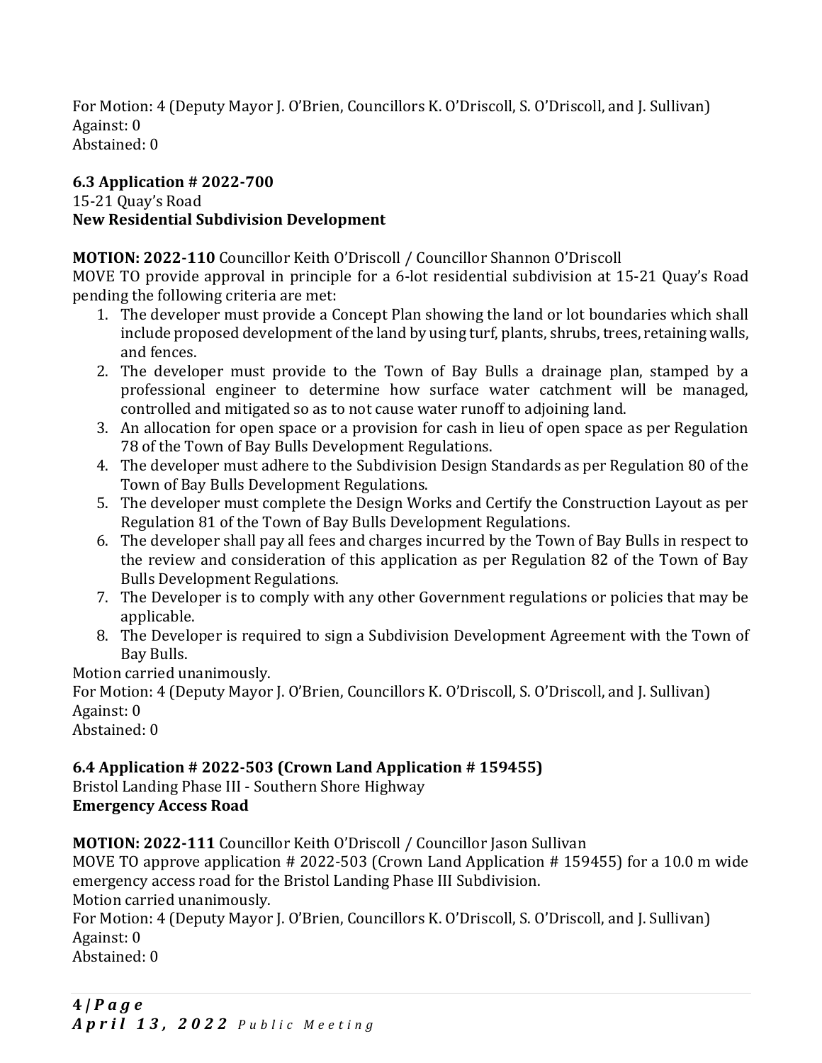For Motion: 4 (Deputy Mayor J. O'Brien, Councillors K. O'Driscoll, S. O'Driscoll, and J. Sullivan)
Against: 0
Abstained: 0

**6.3 Application # 2022-700**
15-21 Quay's Road
**New Residential Subdivision Development**

**MOTION: 2022-110** Councillor Keith O'Driscoll / Councillor Shannon O'Driscoll
MOVE TO provide approval in principle for a 6-lot residential subdivision at 15-21 Quay's Road pending the following criteria are met:

1. The developer must provide a Concept Plan showing the land or lot boundaries which shall include proposed development of the land by using turf, plants, shrubs, trees, retaining walls, and fences.
2. The developer must provide to the Town of Bay Bulls a drainage plan, stamped by a professional engineer to determine how surface water catchment will be managed, controlled and mitigated so as to not cause water runoff to adjoining land.
3. An allocation for open space or a provision for cash in lieu of open space as per Regulation 78 of the Town of Bay Bulls Development Regulations.
4. The developer must adhere to the Subdivision Design Standards as per Regulation 80 of the Town of Bay Bulls Development Regulations.
5. The developer must complete the Design Works and Certify the Construction Layout as per Regulation 81 of the Town of Bay Bulls Development Regulations.
6. The developer shall pay all fees and charges incurred by the Town of Bay Bulls in respect to the review and consideration of this application as per Regulation 82 of the Town of Bay Bulls Development Regulations.
7. The Developer is to comply with any other Government regulations or policies that may be applicable.
8. The Developer is required to sign a Subdivision Development Agreement with the Town of Bay Bulls.

Motion carried unanimously.
For Motion: 4 (Deputy Mayor J. O'Brien, Councillors K. O'Driscoll, S. O'Driscoll, and J. Sullivan)
Against: 0
Abstained: 0

**6.4 Application # 2022-503 (Crown Land Application # 159455)**
Bristol Landing Phase III - Southern Shore Highway
**Emergency Access Road**

**MOTION: 2022-111** Councillor Keith O'Driscoll / Councillor Jason Sullivan
MOVE TO approve application # 2022-503 (Crown Land Application # 159455) for a 10.0 m wide emergency access road for the Bristol Landing Phase III Subdivision.
Motion carried unanimously.
For Motion: 4 (Deputy Mayor J. O'Brien, Councillors K. O'Driscoll, S. O'Driscoll, and J. Sullivan)
Against: 0
Abstained: 0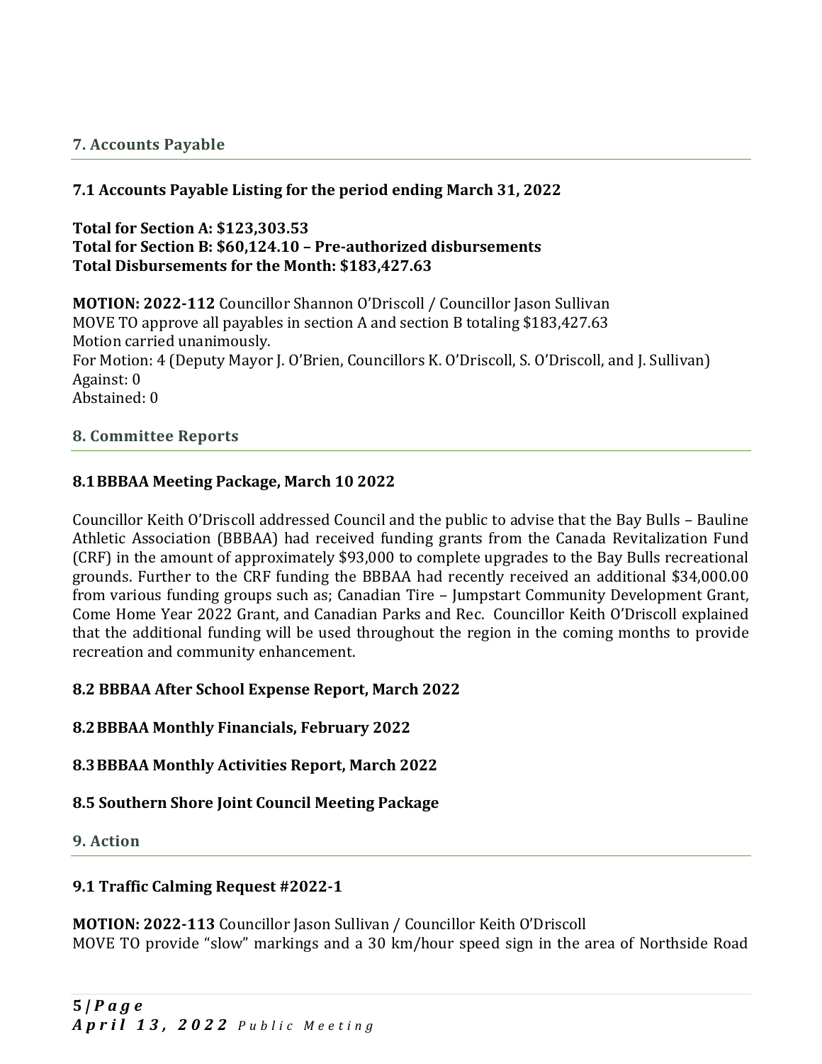## 7. Accounts Payable

### 7.1 Accounts Payable Listing for the period ending March 31, 2022

**Total for Section A: $123,303.53**
**Total for Section B: $60,124.10 – Pre-authorized disbursements**
**Total Disbursements for the Month: $183,427.63**

**MOTION: 2022-112** Councillor Shannon O'Driscoll / Councillor Jason Sullivan
MOVE TO approve all payables in section A and section B totaling $183,427.63
Motion carried unanimously.
For Motion: 4 (Deputy Mayor J. O'Brien, Councillors K. O'Driscoll, S. O'Driscoll, and J. Sullivan)
Against: 0
Abstained: 0

## 8. Committee Reports

### 8.1 BBBAA Meeting Package, March 10 2022

Councillor Keith O'Driscoll addressed Council and the public to advise that the Bay Bulls – Bauline Athletic Association (BBBAA) had received funding grants from the Canada Revitalization Fund (CRF) in the amount of approximately $93,000 to complete upgrades to the Bay Bulls recreational grounds. Further to the CRF funding the BBBAA had recently received an additional $34,000.00 from various funding groups such as; Canadian Tire – Jumpstart Community Development Grant, Come Home Year 2022 Grant, and Canadian Parks and Rec. Councillor Keith O'Driscoll explained that the additional funding will be used throughout the region in the coming months to provide recreation and community enhancement.

### 8.2 BBBAA After School Expense Report, March 2022

### 8.2 BBBAA Monthly Financials, February 2022

### 8.3 BBBAA Monthly Activities Report, March 2022

### 8.5 Southern Shore Joint Council Meeting Package

## 9. Action

### 9.1 Traffic Calming Request #2022-1

**MOTION: 2022-113** Councillor Jason Sullivan / Councillor Keith O'Driscoll
MOVE TO provide "slow" markings and a 30 km/hour speed sign in the area of Northside Road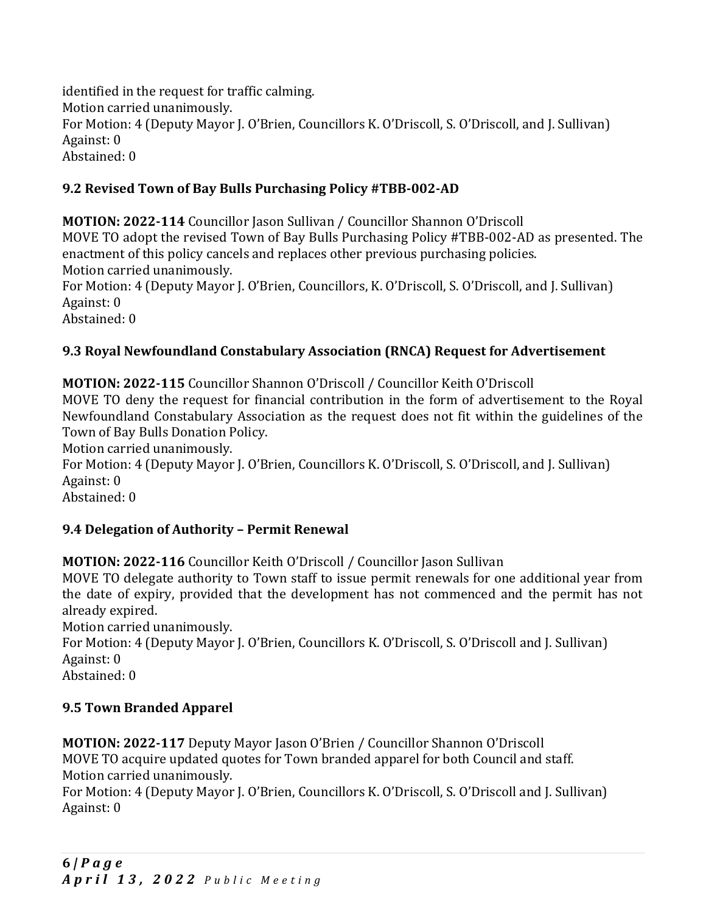identified in the request for traffic calming.
Motion carried unanimously.
For Motion: 4 (Deputy Mayor J. O'Brien, Councillors K. O'Driscoll, S. O'Driscoll, and J. Sullivan)
Against: 0
Abstained: 0

### 9.2 Revised Town of Bay Bulls Purchasing Policy #TBB-002-AD

**MOTION: 2022-114** Councillor Jason Sullivan / Councillor Shannon O'Driscoll
MOVE TO adopt the revised Town of Bay Bulls Purchasing Policy #TBB-002-AD as presented. The enactment of this policy cancels and replaces other previous purchasing policies.
Motion carried unanimously.
For Motion: 4 (Deputy Mayor J. O'Brien, Councillors, K. O'Driscoll, S. O'Driscoll, and J. Sullivan)
Against: 0
Abstained: 0

### 9.3 Royal Newfoundland Constabulary Association (RNCA) Request for Advertisement

**MOTION: 2022-115** Councillor Shannon O'Driscoll / Councillor Keith O'Driscoll
MOVE TO deny the request for financial contribution in the form of advertisement to the Royal Newfoundland Constabulary Association as the request does not fit within the guidelines of the Town of Bay Bulls Donation Policy.
Motion carried unanimously.
For Motion: 4 (Deputy Mayor J. O'Brien, Councillors K. O'Driscoll, S. O'Driscoll, and J. Sullivan)
Against: 0
Abstained: 0

### 9.4 Delegation of Authority – Permit Renewal

**MOTION: 2022-116** Councillor Keith O'Driscoll / Councillor Jason Sullivan
MOVE TO delegate authority to Town staff to issue permit renewals for one additional year from the date of expiry, provided that the development has not commenced and the permit has not already expired.
Motion carried unanimously.
For Motion: 4 (Deputy Mayor J. O'Brien, Councillors K. O'Driscoll, S. O'Driscoll and J. Sullivan)
Against: 0
Abstained: 0

### 9.5 Town Branded Apparel

**MOTION: 2022-117** Deputy Mayor Jason O'Brien / Councillor Shannon O'Driscoll
MOVE TO acquire updated quotes for Town branded apparel for both Council and staff.
Motion carried unanimously.
For Motion: 4 (Deputy Mayor J. O'Brien, Councillors K. O'Driscoll, S. O'Driscoll and J. Sullivan)
Against: 0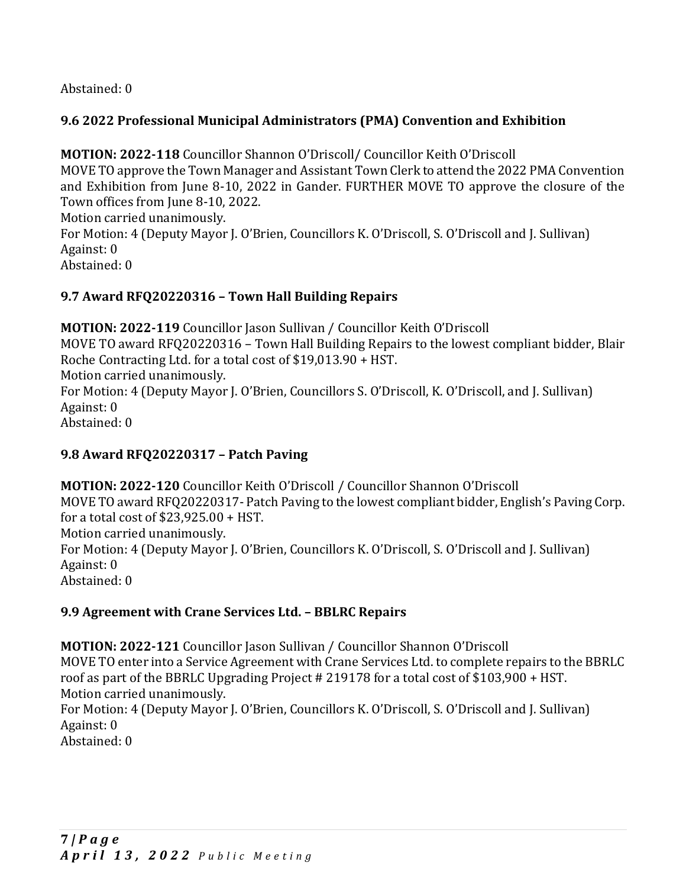Abstained: 0

**9.6 2022 Professional Municipal Administrators (PMA) Convention and Exhibition**

**MOTION: 2022-118** Councillor Shannon O'Driscoll/ Councillor Keith O'Driscoll
MOVE TO approve the Town Manager and Assistant Town Clerk to attend the 2022 PMA Convention and Exhibition from June 8-10, 2022 in Gander. FURTHER MOVE TO approve the closure of the Town offices from June 8-10, 2022.
Motion carried unanimously.
For Motion: 4 (Deputy Mayor J. O'Brien, Councillors K. O'Driscoll, S. O'Driscoll and J. Sullivan)
Against: 0
Abstained: 0

**9.7 Award RFQ20220316 – Town Hall Building Repairs**

**MOTION: 2022-119** Councillor Jason Sullivan / Councillor Keith O'Driscoll
MOVE TO award RFQ20220316 – Town Hall Building Repairs to the lowest compliant bidder, Blair Roche Contracting Ltd. for a total cost of $19,013.90 + HST.
Motion carried unanimously.
For Motion: 4 (Deputy Mayor J. O'Brien, Councillors S. O'Driscoll, K. O'Driscoll, and J. Sullivan)
Against: 0
Abstained: 0

**9.8 Award RFQ20220317 – Patch Paving**

**MOTION: 2022-120** Councillor Keith O'Driscoll / Councillor Shannon O'Driscoll
MOVE TO award RFQ20220317- Patch Paving to the lowest compliant bidder, English's Paving Corp. for a total cost of $23,925.00 + HST.
Motion carried unanimously.
For Motion: 4 (Deputy Mayor J. O'Brien, Councillors K. O'Driscoll, S. O'Driscoll and J. Sullivan)
Against: 0
Abstained: 0

**9.9 Agreement with Crane Services Ltd. – BBLRC Repairs**

**MOTION: 2022-121** Councillor Jason Sullivan / Councillor Shannon O'Driscoll
MOVE TO enter into a Service Agreement with Crane Services Ltd. to complete repairs to the BBRLC roof as part of the BBRLC Upgrading Project # 219178 for a total cost of $103,900 + HST.
Motion carried unanimously.
For Motion: 4 (Deputy Mayor J. O'Brien, Councillors K. O'Driscoll, S. O'Driscoll and J. Sullivan)
Against: 0
Abstained: 0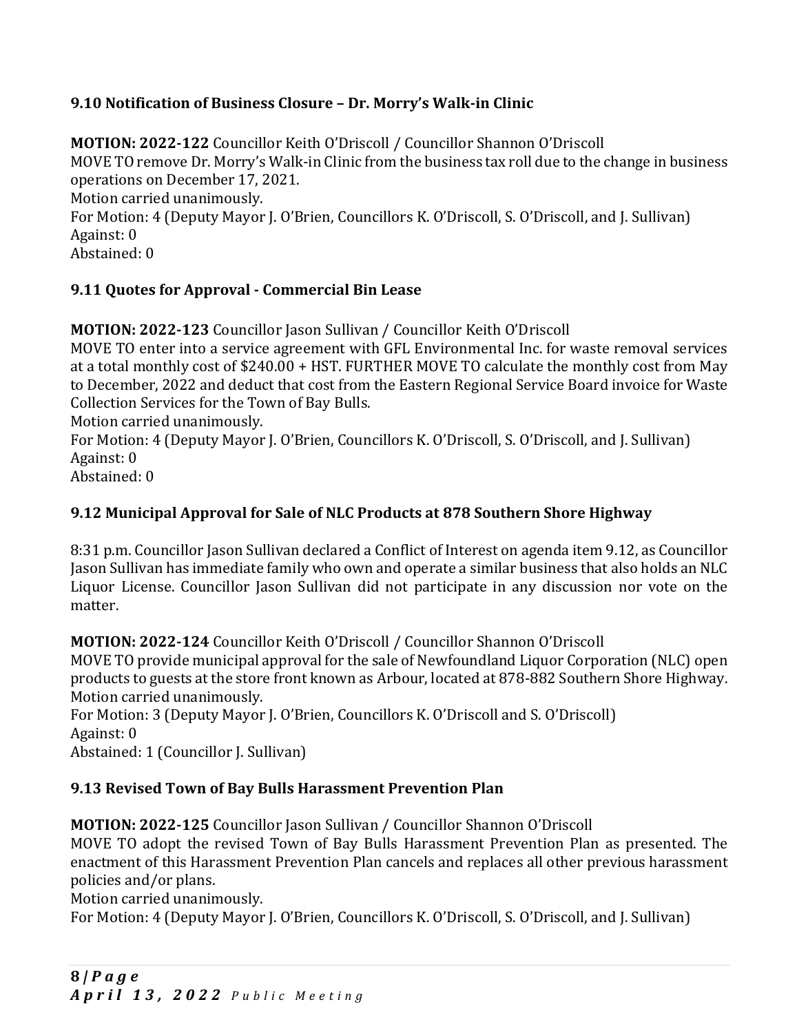### 9.10 Notification of Business Closure – Dr. Morry's Walk-in Clinic

**MOTION: 2022-122** Councillor Keith O'Driscoll / Councillor Shannon O'Driscoll
MOVE TO remove Dr. Morry's Walk-in Clinic from the business tax roll due to the change in business operations on December 17, 2021.
Motion carried unanimously.
For Motion: 4 (Deputy Mayor J. O'Brien, Councillors K. O'Driscoll, S. O'Driscoll, and J. Sullivan)
Against: 0
Abstained: 0

### 9.11 Quotes for Approval - Commercial Bin Lease

**MOTION: 2022-123** Councillor Jason Sullivan / Councillor Keith O'Driscoll
MOVE TO enter into a service agreement with GFL Environmental Inc. for waste removal services at a total monthly cost of $240.00 + HST. FURTHER MOVE TO calculate the monthly cost from May to December, 2022 and deduct that cost from the Eastern Regional Service Board invoice for Waste Collection Services for the Town of Bay Bulls.
Motion carried unanimously.
For Motion: 4 (Deputy Mayor J. O'Brien, Councillors K. O'Driscoll, S. O'Driscoll, and J. Sullivan)
Against: 0
Abstained: 0

### 9.12 Municipal Approval for Sale of NLC Products at 878 Southern Shore Highway

8:31 p.m. Councillor Jason Sullivan declared a Conflict of Interest on agenda item 9.12, as Councillor Jason Sullivan has immediate family who own and operate a similar business that also holds an NLC Liquor License. Councillor Jason Sullivan did not participate in any discussion nor vote on the matter.

**MOTION: 2022-124** Councillor Keith O'Driscoll / Councillor Shannon O'Driscoll
MOVE TO provide municipal approval for the sale of Newfoundland Liquor Corporation (NLC) open products to guests at the store front known as Arbour, located at 878-882 Southern Shore Highway.
Motion carried unanimously.
For Motion: 3 (Deputy Mayor J. O'Brien, Councillors K. O'Driscoll and S. O'Driscoll)
Against: 0
Abstained: 1 (Councillor J. Sullivan)

### 9.13 Revised Town of Bay Bulls Harassment Prevention Plan

**MOTION: 2022-125** Councillor Jason Sullivan / Councillor Shannon O'Driscoll
MOVE TO adopt the revised Town of Bay Bulls Harassment Prevention Plan as presented. The enactment of this Harassment Prevention Plan cancels and replaces all other previous harassment policies and/or plans.
Motion carried unanimously.
For Motion: 4 (Deputy Mayor J. O'Brien, Councillors K. O'Driscoll, S. O'Driscoll, and J. Sullivan)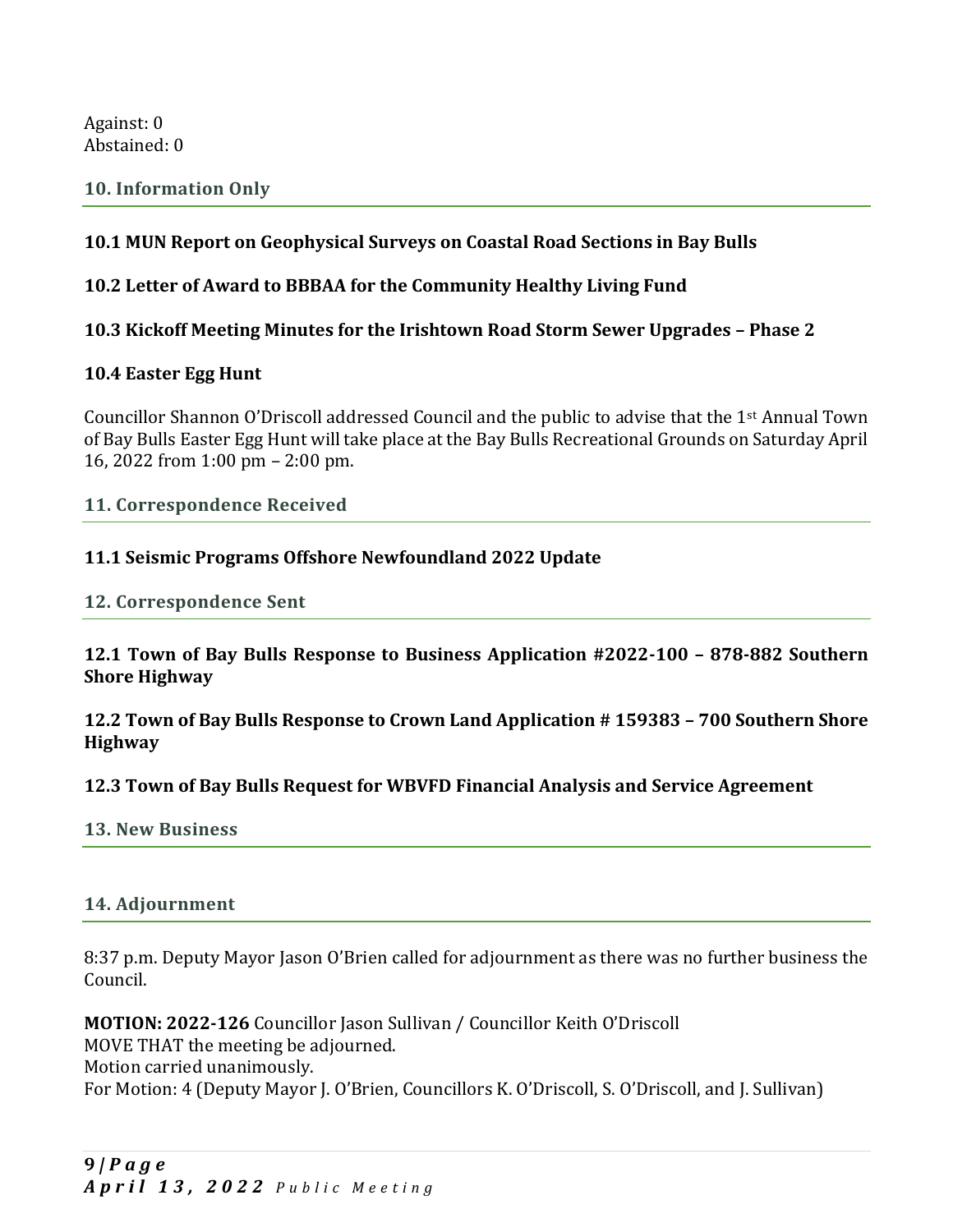Against: 0
Abstained: 0

## 10. Information Only

**10.1 MUN Report on Geophysical Surveys on Coastal Road Sections in Bay Bulls**

**10.2 Letter of Award to BBBAA for the Community Healthy Living Fund**

**10.3 Kickoff Meeting Minutes for the Irishtown Road Storm Sewer Upgrades – Phase 2**

**10.4 Easter Egg Hunt**

Councillor Shannon O'Driscoll addressed Council and the public to advise that the 1st Annual Town of Bay Bulls Easter Egg Hunt will take place at the Bay Bulls Recreational Grounds on Saturday April 16, 2022 from 1:00 pm – 2:00 pm.

## 11. Correspondence Received

**11.1 Seismic Programs Offshore Newfoundland 2022 Update**

## 12. Correspondence Sent

**12.1 Town of Bay Bulls Response to Business Application #2022-100 – 878-882 Southern Shore Highway**

**12.2 Town of Bay Bulls Response to Crown Land Application # 159383 – 700 Southern Shore Highway**

**12.3 Town of Bay Bulls Request for WBVFD Financial Analysis and Service Agreement**

## 13. New Business

## 14. Adjournment

8:37 p.m. Deputy Mayor Jason O'Brien called for adjournment as there was no further business the Council.

**MOTION: 2022-126** Councillor Jason Sullivan / Councillor Keith O'Driscoll
MOVE THAT the meeting be adjourned.
Motion carried unanimously.
For Motion: 4 (Deputy Mayor J. O'Brien, Councillors K. O'Driscoll, S. O'Driscoll, and J. Sullivan)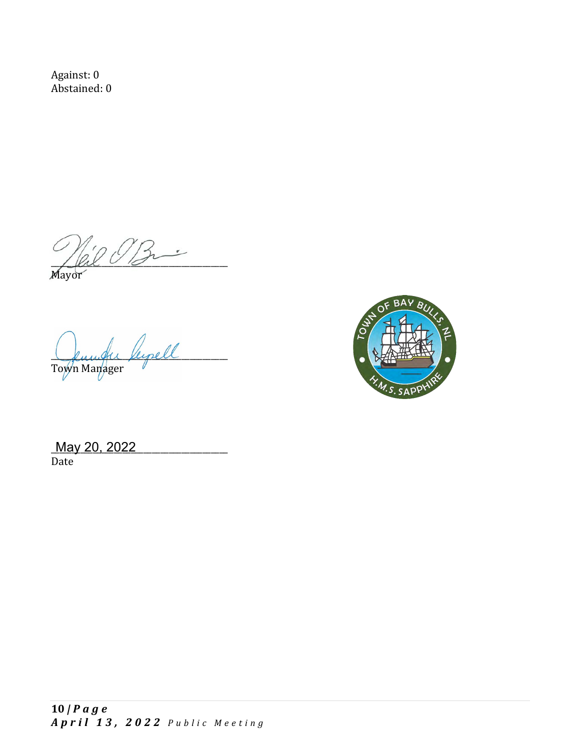Against: 0
Abstained: 0

______________________________
Mayor

______________________________
Town Manager

May 20, 2022
______________________________
Date